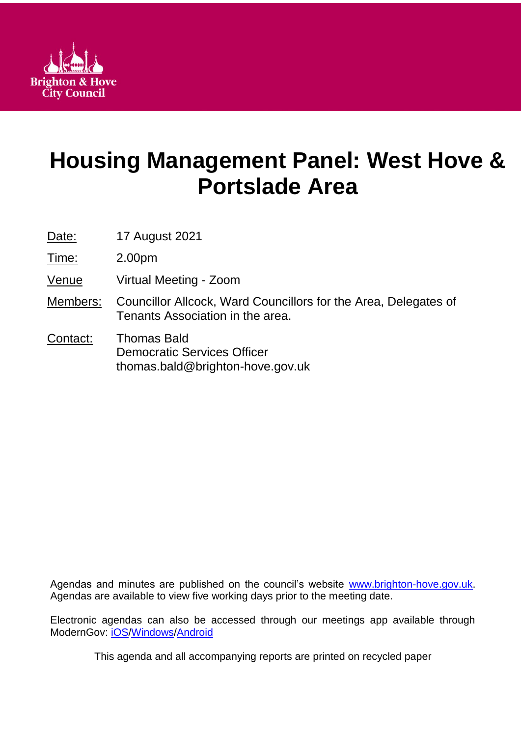Brighton & Hove City Council

# Housing Management Panel: West Hove & Portslade Area

| | |
|---|---|
| Date: | 17 August 2021 |
| Time: | 2.00pm |
| Venue | Virtual Meeting - Zoom |
| Members: | Councillor Allcock, Ward Councillors for the Area, Delegates of Tenants Association in the area. |
| Contact: | Thomas Bald<br>Democratic Services Officer<br>thomas.bald@brighton-hove.gov.uk |

Agendas and minutes are published on the council's website www.brighton-hove.gov.uk. Agendas are available to view five working days prior to the meeting date.

Electronic agendas can also be accessed through our meetings app available through ModernGov: iOS/Windows/Android

This agenda and all accompanying reports are printed on recycled paper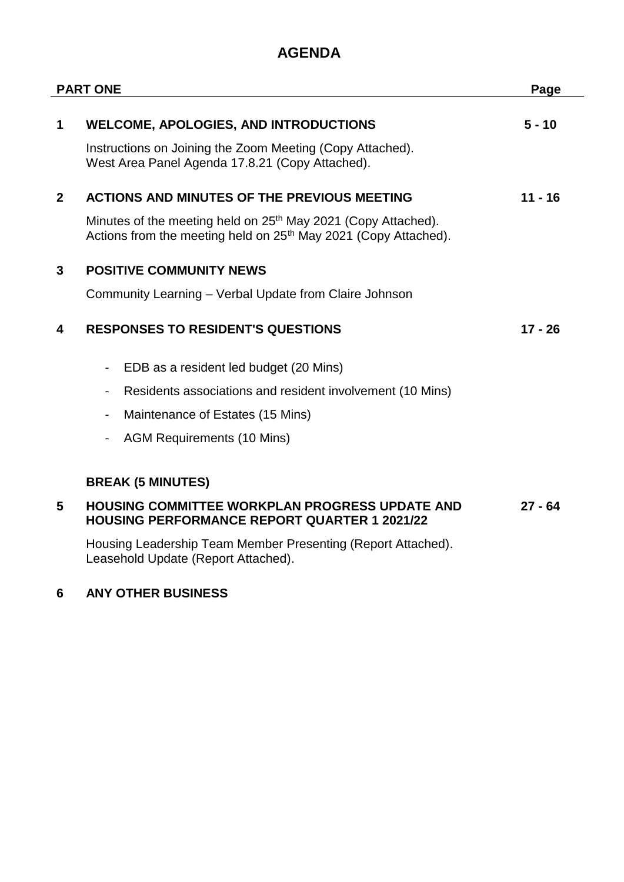# AGENDA

| PART ONE | | Page |
|---|---|---|
| **1** | **WELCOME, APOLOGIES, AND INTRODUCTIONS** | **5 - 10** |
| | Instructions on Joining the Zoom Meeting (Copy Attached).<br>West Area Panel Agenda 17.8.21 (Copy Attached). | |
| **2** | **ACTIONS AND MINUTES OF THE PREVIOUS MEETING** | **11 - 16** |
| | Minutes of the meeting held on 25th May 2021 (Copy Attached).<br>Actions from the meeting held on 25th May 2021 (Copy Attached). | |
| **3** | **POSITIVE COMMUNITY NEWS** | |
| | Community Learning – Verbal Update from Claire Johnson | |
| **4** | **RESPONSES TO RESIDENT'S QUESTIONS** | **17 - 26** |
| | - EDB as a resident led budget (20 Mins)<br>- Residents associations and resident involvement (10 Mins)<br>- Maintenance of Estates (15 Mins)<br>- AGM Requirements (10 Mins) | |
| | **BREAK (5 MINUTES)** | |
| **5** | **HOUSING COMMITTEE WORKPLAN PROGRESS UPDATE AND HOUSING PERFORMANCE REPORT QUARTER 1 2021/22** | **27 - 64** |
| | Housing Leadership Team Member Presenting (Report Attached).<br>Leasehold Update (Report Attached). | |
| **6** | **ANY OTHER BUSINESS** | |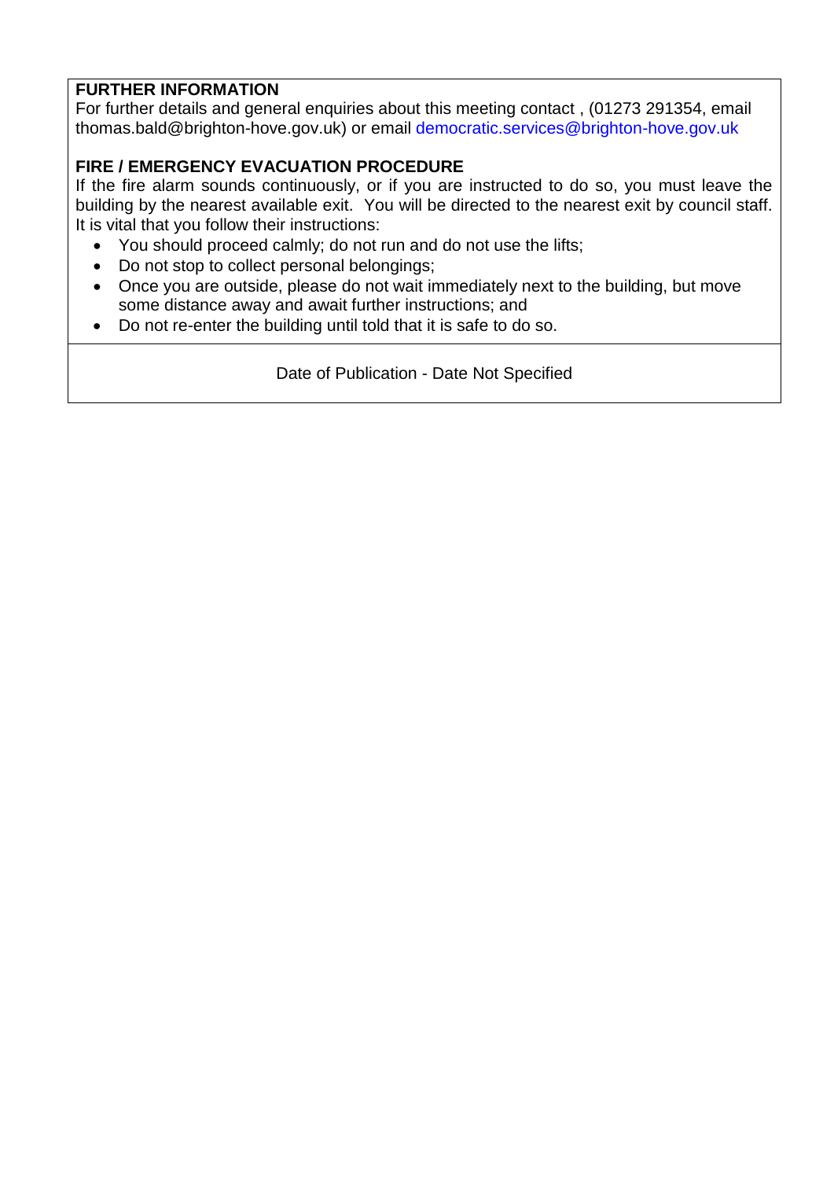**FURTHER INFORMATION**

For further details and general enquiries about this meeting contact , (01273 291354, email thomas.bald@brighton-hove.gov.uk) or email democratic.services@brighton-hove.gov.uk

**FIRE / EMERGENCY EVACUATION PROCEDURE**

If the fire alarm sounds continuously, or if you are instructed to do so, you must leave the building by the nearest available exit. You will be directed to the nearest exit by council staff. It is vital that you follow their instructions:

- You should proceed calmly; do not run and do not use the lifts;
- Do not stop to collect personal belongings;
- Once you are outside, please do not wait immediately next to the building, but move some distance away and await further instructions; and
- Do not re-enter the building until told that it is safe to do so.

Date of Publication - Date Not Specified